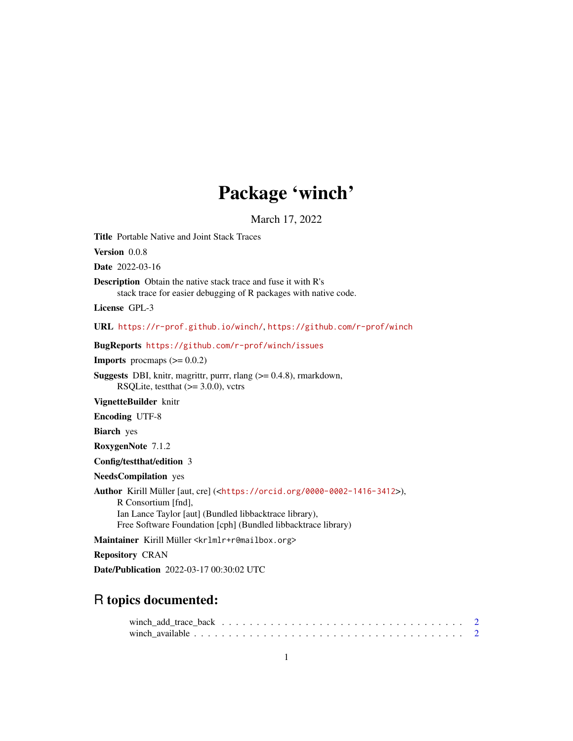# Package 'winch'

March 17, 2022

**Title** Portable Native and Joint Stack Traces

**Version** 0.0.8

**Date** 2022-03-16

**Description** Obtain the native stack trace and fuse it with R's
stack trace for easier debugging of R packages with native code.

**License** GPL-3

**URL** https://r-prof.github.io/winch/, https://github.com/r-prof/winch

**BugReports** https://github.com/r-prof/winch/issues

**Imports** procmaps (>= 0.0.2)

**Suggests** DBI, knitr, magrittr, purrr, rlang (>= 0.4.8), rmarkdown,
RSQLite, testthat (>= 3.0.0), vctrs

**VignetteBuilder** knitr

**Encoding** UTF-8

**Biarch** yes

**RoxygenNote** 7.1.2

**Config/testthat/edition** 3

**NeedsCompilation** yes

**Author** Kirill Müller [aut, cre] (<https://orcid.org/0000-0002-1416-3412>),
R Consortium [fnd],
Ian Lance Taylor [aut] (Bundled libbacktrace library),
Free Software Foundation [cph] (Bundled libbacktrace library)

**Maintainer** Kirill Müller <krlmlr+r@mailbox.org>

**Repository** CRAN

**Date/Publication** 2022-03-17 00:30:02 UTC

## R topics documented:

winch_add_trace_back . . . . . . . . . . . . . . . . . . . . . . . . . . . . . . . . . . 2
winch_available . . . . . . . . . . . . . . . . . . . . . . . . . . . . . . . . . . . . . 2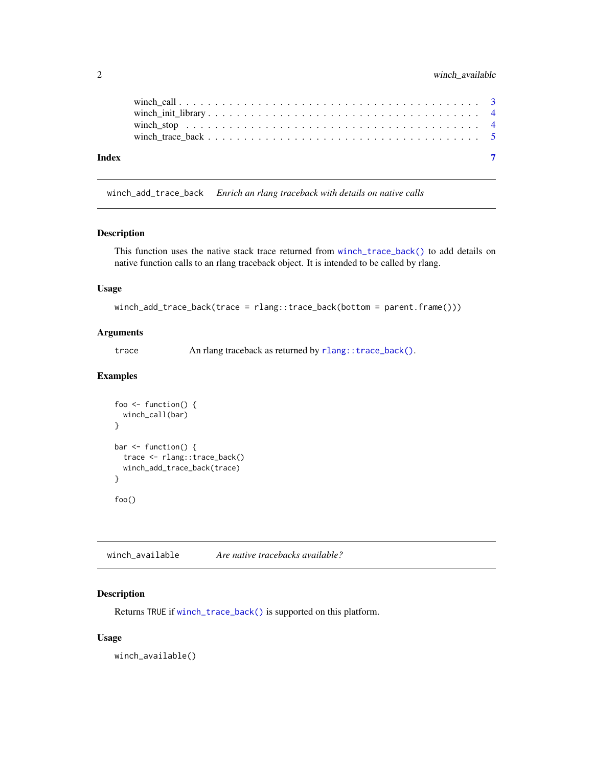winch_call . . . . . . . . . . . . . . . . . . . . . . . . . . . . . . . . . . . . . . 3
winch_init_library . . . . . . . . . . . . . . . . . . . . . . . . . . . . . . . . . . . 4
winch_stop . . . . . . . . . . . . . . . . . . . . . . . . . . . . . . . . . . . . . . 4
winch_trace_back . . . . . . . . . . . . . . . . . . . . . . . . . . . . . . . . . . . . 5

**Index** **7**

---

## winch_add_trace_back — *Enrich an rlang traceback with details on native calls*

---

### Description

This function uses the native stack trace returned from `winch_trace_back()` to add details on native function calls to an rlang traceback object. It is intended to be called by rlang.

### Usage

```
winch_add_trace_back(trace = rlang::trace_back(bottom = parent.frame()))
```

### Arguments

| | |
|---|---|
| `trace` | An rlang traceback as returned by `rlang::trace_back()`. |

### Examples

```
foo <- function() {
  winch_call(bar)
}

bar <- function() {
  trace <- rlang::trace_back()
  winch_add_trace_back(trace)
}

foo()
```

---

## winch_available — *Are native tracebacks available?*

---

### Description

Returns `TRUE` if `winch_trace_back()` is supported on this platform.

### Usage

```
winch_available()
```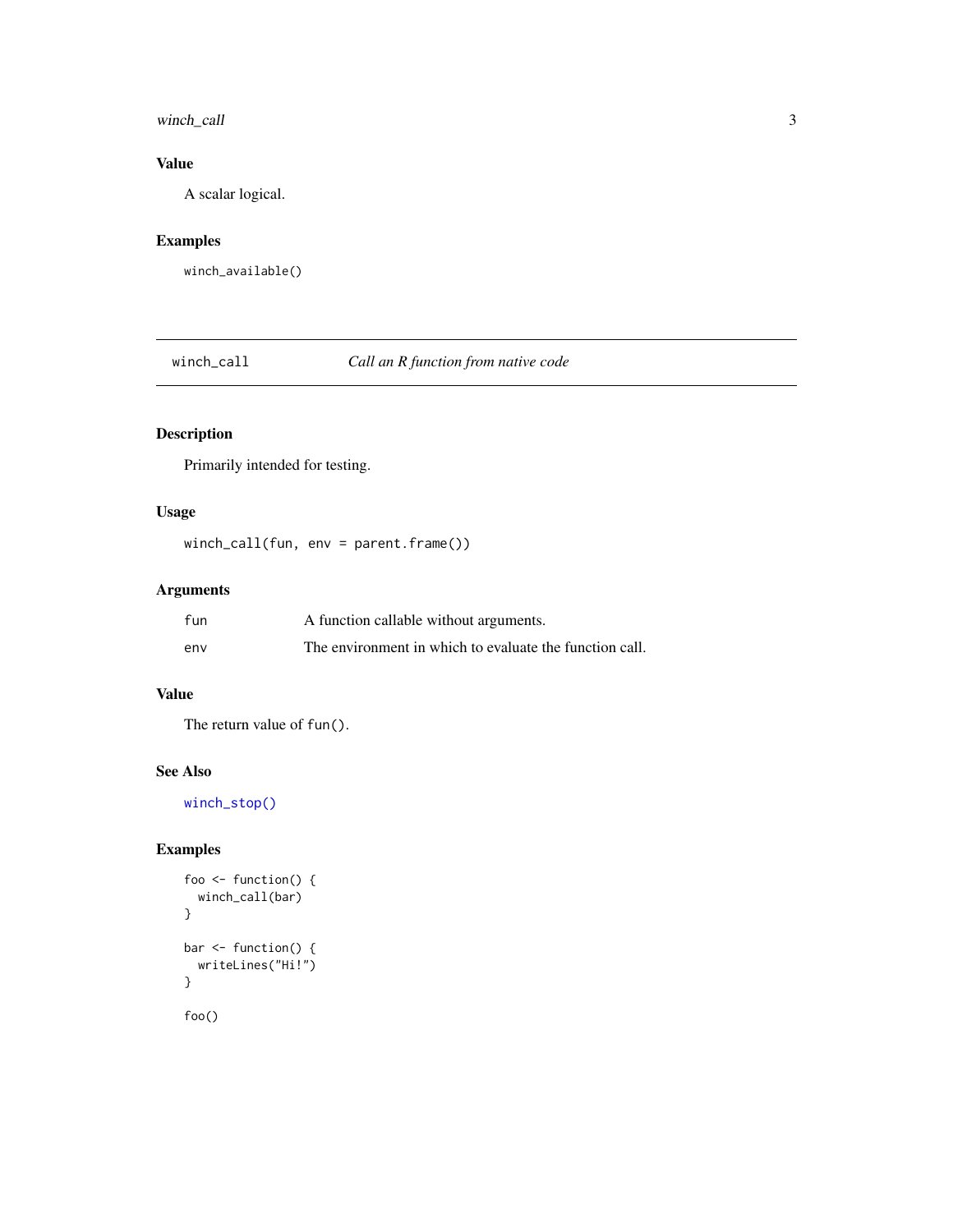### Value

A scalar logical.

### Examples

```
winch_available()
```

---

## winch_call — *Call an R function from native code*

### Description

Primarily intended for testing.

### Usage

```
winch_call(fun, env = parent.frame())
```

### Arguments

| | |
|---|---|
| fun | A function callable without arguments. |
| env | The environment in which to evaluate the function call. |

### Value

The return value of `fun()`.

### See Also

winch_stop()

### Examples

```
foo <- function() {
  winch_call(bar)
}

bar <- function() {
  writeLines("Hi!")
}

foo()
```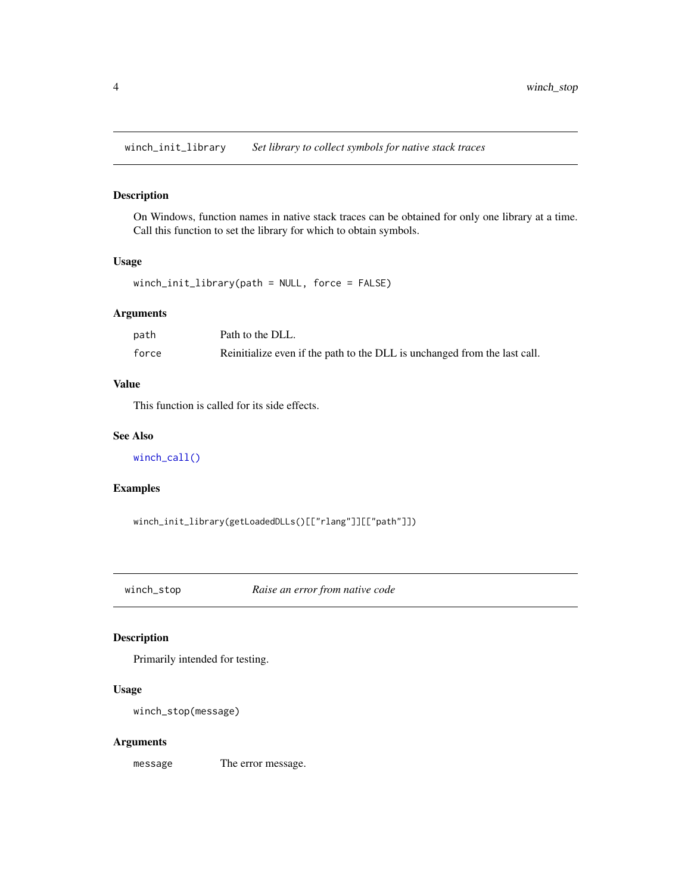## winch_init_library — *Set library to collect symbols for native stack traces*

### Description

On Windows, function names in native stack traces can be obtained for only one library at a time. Call this function to set the library for which to obtain symbols.

### Usage

```
winch_init_library(path = NULL, force = FALSE)
```

### Arguments

| | |
|---|---|
| `path` | Path to the DLL. |
| `force` | Reinitialize even if the path to the DLL is unchanged from the last call. |

### Value

This function is called for its side effects.

### See Also

`winch_call()`

### Examples

```
winch_init_library(getLoadedDLLs()[["rlang"]][["path"]])
```

## winch_stop — *Raise an error from native code*

### Description

Primarily intended for testing.

### Usage

```
winch_stop(message)
```

### Arguments

| | |
|---|---|
| `message` | The error message. |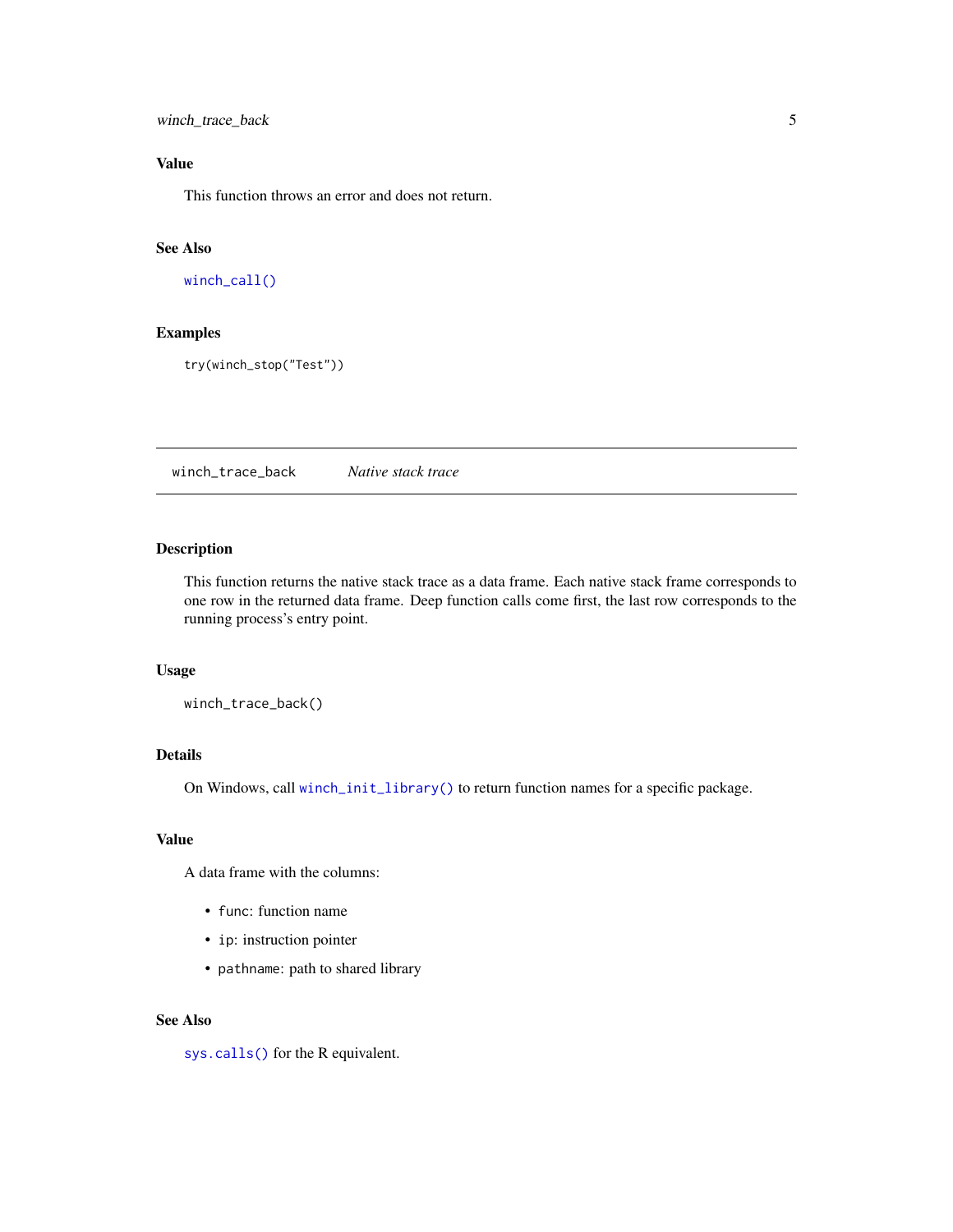### Value

This function throws an error and does not return.

### See Also

`winch_call()`

### Examples

```
try(winch_stop("Test"))
```

---

## winch_trace_back — *Native stack trace*

---

### Description

This function returns the native stack trace as a data frame. Each native stack frame corresponds to one row in the returned data frame. Deep function calls come first, the last row corresponds to the running process's entry point.

### Usage

```
winch_trace_back()
```

### Details

On Windows, call `winch_init_library()` to return function names for a specific package.

### Value

A data frame with the columns:

- `func`: function name
- `ip`: instruction pointer
- `pathname`: path to shared library

### See Also

`sys.calls()` for the R equivalent.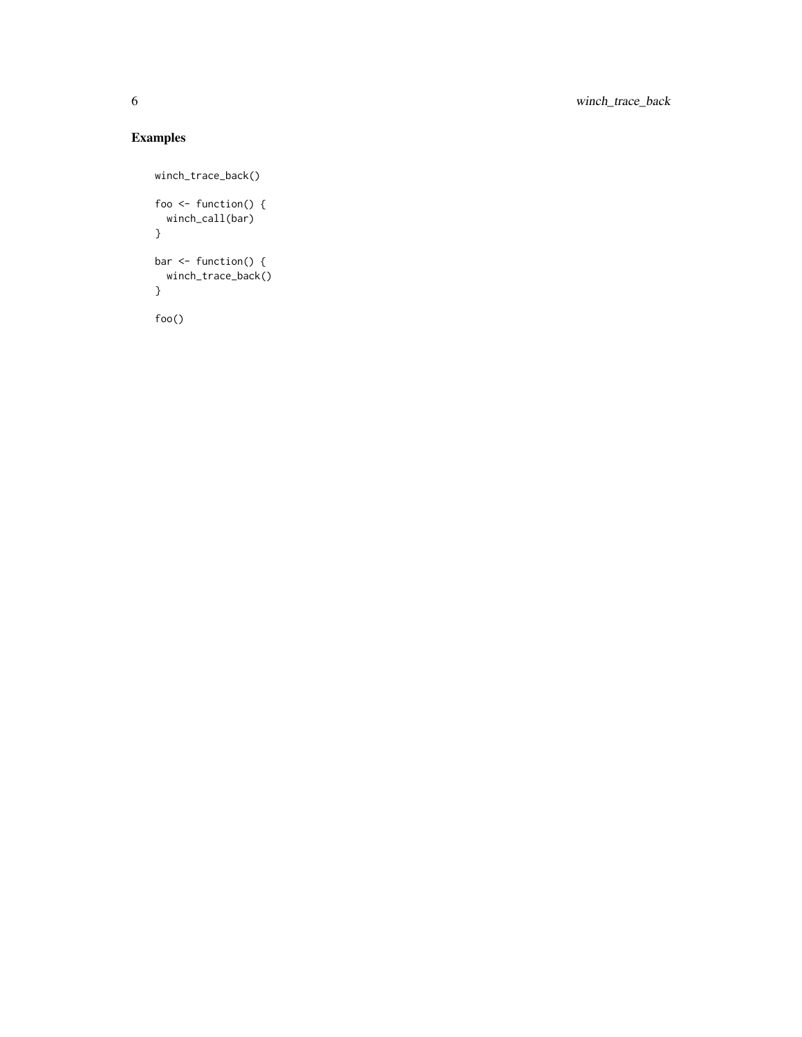## Examples

```
winch_trace_back()

foo <- function() {
  winch_call(bar)
}

bar <- function() {
  winch_trace_back()
}

foo()
```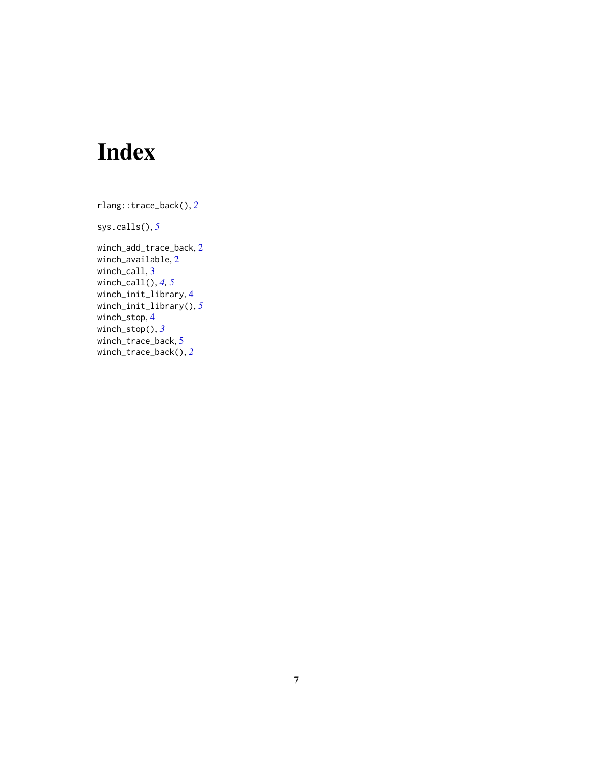# Index

rlang::trace_back(), *2*

sys.calls(), *5*

winch_add_trace_back, 2
winch_available, 2
winch_call, 3
winch_call(), *4, 5*
winch_init_library, 4
winch_init_library(), *5*
winch_stop, 4
winch_stop(), *3*
winch_trace_back, 5
winch_trace_back(), *2*